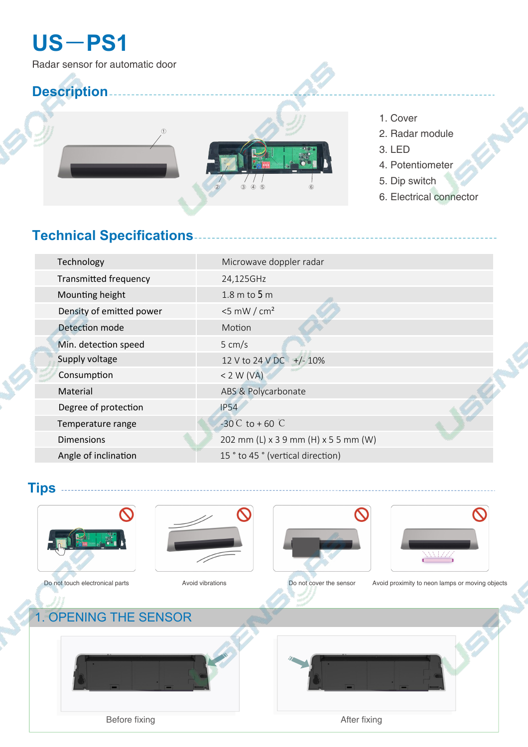# US—PS1

Radar sensor for automatic door

## Description

1. Cover
2. Radar module
3. LED
4. Potentiometer
5. Dip switch
6. Electrical connector

## Technical Specifications

| | |
|---|---|
| Technology | Microwave doppler radar |
| Transmitted frequency | 24,125GHz |
| Mounting height | 1.8 m to 5 m |
| Density of emitted power | <5 mW / $cm^2$ |
| Detection mode | Motion |
| Min. detection speed | 5 cm/s |
| Supply voltage | 12 V to 24 V DC +/- 10% |
| Consumption | < 2 W (VA) |
| Material | ABS & Polycarbonate |
| Degree of protection | IP54 |
| Temperature range | -30 ℃ to + 60 ℃ |
| Dimensions | 202 mm (L) x 3 9 mm (H) x 5 5 mm (W) |
| Angle of inclination | 15 ° to 45 ° (vertical direction) |

## Tips

Do not touch electronical parts

Avoid vibrations

Do not cover the sensor

Avoid proximity to neon lamps or moving objects

## 1. OPENING THE SENSOR

Before fixing

After fixing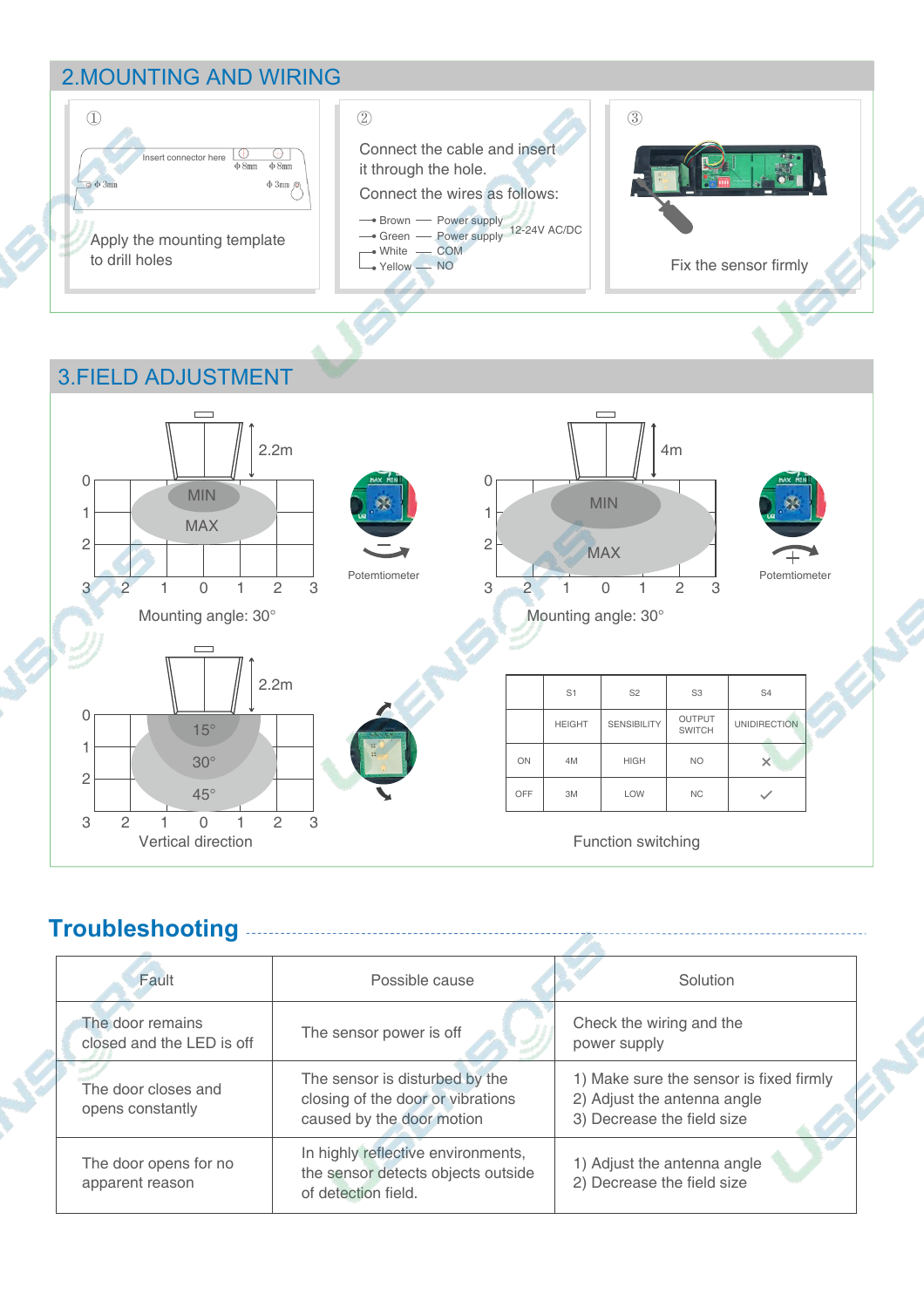## 2.MOUNTING AND WIRING

①

Insert connector here

Φ 8mm Φ 8mm

Φ 3mm Φ 3mm

Apply the mounting template to drill holes

②

Connect the cable and insert it through the hole.

Connect the wires as follows:

- Brown — Power supply
- Green — Power supply
- White — COM
- Yellow — NO

12-24V AC/DC

③

Fix the sensor firmly

## 3.FIELD ADJUSTMENT

2.2m

MIN

MAX

0 1 2 3

3 2 1 0 1 2 3

Potentiometer

Mounting angle: 30°

4m

MIN

MAX

0 1 2 3

3 2 1 0 1 2 3

Potemtiometer

Mounting angle: 30°

2.2m

15°

30°

45°

0 1 2 3

3 2 1 0 1 2 3

Vertical direction

| | S1 | S2 | S3 | S4 |
|---|---|---|---|---|
| | HEIGHT | SENSIBILITY | OUTPUT SWITCH | UNIDIRECTION |
| ON | 4M | HIGH | NO | × |
| OFF | 3M | LOW | NC | ✓ |

Function switching

## Troubleshooting

| Fault | Possible cause | Solution |
|---|---|---|
| The door remains closed and the LED is off | The sensor power is off | Check the wiring and the power supply |
| The door closes and opens constantly | The sensor is disturbed by the closing of the door or vibrations caused by the door motion | 1) Make sure the sensor is fixed firmly<br>2) Adjust the antenna angle<br>3) Decrease the field size |
| The door opens for no apparent reason | In highly reflective environments, the sensor detects objects outside of detection field. | 1) Adjust the antenna angle<br>2) Decrease the field size |